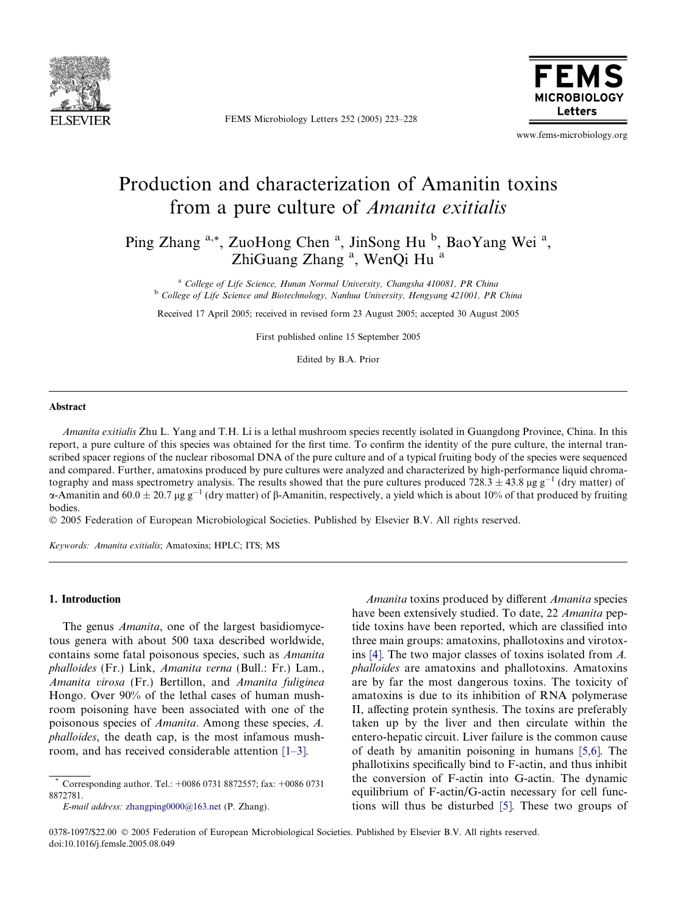# Production and characterization of Amanitin toxins from a pure culture of *Amanita exitialis*

Ping Zhang [a,*], ZuoHong Chen [a], JinSong Hu [b], BaoYang Wei [a], ZhiGuang Zhang [a], WenQi Hu [a]

[a] *College of Life Science, Hunan Normal University, Changsha 410081, PR China*

[b] *College of Life Science and Biotechnology, Nanhua University, Hengyang 421001, PR China*

Received 17 April 2005; received in revised form 23 August 2005; accepted 30 August 2005

First published online 15 September 2005

Edited by B.A. Prior

## Abstract

*Amanita exitialis* Zhu L. Yang and T.H. Li is a lethal mushroom species recently isolated in Guangdong Province, China. In this report, a pure culture of this species was obtained for the first time. To confirm the identity of the pure culture, the internal transcribed spacer regions of the nuclear ribosomal DNA of the pure culture and of a typical fruiting body of the species were sequenced and compared. Further, amatoxins produced by pure cultures were analyzed and characterized by high-performance liquid chromatography and mass spectrometry analysis. The results showed that the pure cultures produced $728.3 \pm 43.8$ μg g$^{-1}$ (dry matter) of α-Amanitin and $60.0 \pm 20.7$ μg g$^{-1}$ (dry matter) of β-Amanitin, respectively, a yield which is about 10% of that produced by fruiting bodies.

© 2005 Federation of European Microbiological Societies. Published by Elsevier B.V. All rights reserved.

*Keywords:* *Amanita exitialis*; Amatoxins; HPLC; ITS; MS

## 1. Introduction

The genus *Amanita*, one of the largest basidiomycetous genera with about 500 taxa described worldwide, contains some fatal poisonous species, such as *Amanita phalloides* (Fr.) Link, *Amanita verna* (Bull.: Fr.) Lam., *Amanita virosa* (Fr.) Bertillon, and *Amanita fuliginea* Hongo. Over 90% of the lethal cases of human mushroom poisoning have been associated with one of the poisonous species of *Amanita*. Among these species, *A. phalloides*, the death cap, is the most infamous mushroom, and has received considerable attention [1–3].

*Amanita* toxins produced by different *Amanita* species have been extensively studied. To date, 22 *Amanita* peptide toxins have been reported, which are classified into three main groups: amatoxins, phallotoxins and virotoxins [4]. The two major classes of toxins isolated from *A. phalloides* are amatoxins and phallotoxins. Amatoxins are by far the most dangerous toxins. The toxicity of amatoxins is due to its inhibition of RNA polymerase II, affecting protein synthesis. The toxins are preferably taken up by the liver and then circulate within the entero-hepatic circuit. Liver failure is the common cause of death by amanitin poisoning in humans [5,6]. The phallotixins specifically bind to F-actin, and thus inhibit the conversion of F-actin into G-actin. The dynamic equilibrium of F-actin/G-actin necessary for cell functions will thus be disturbed [5]. These two groups of

* Corresponding author. Tel.: +0086 0731 8872557; fax: +0086 0731 8872781.
*E-mail address:* zhangping0000@163.net (P. Zhang).

0378-1097/$22.00 © 2005 Federation of European Microbiological Societies. Published by Elsevier B.V. All rights reserved.
doi:10.1016/j.femsle.2005.08.049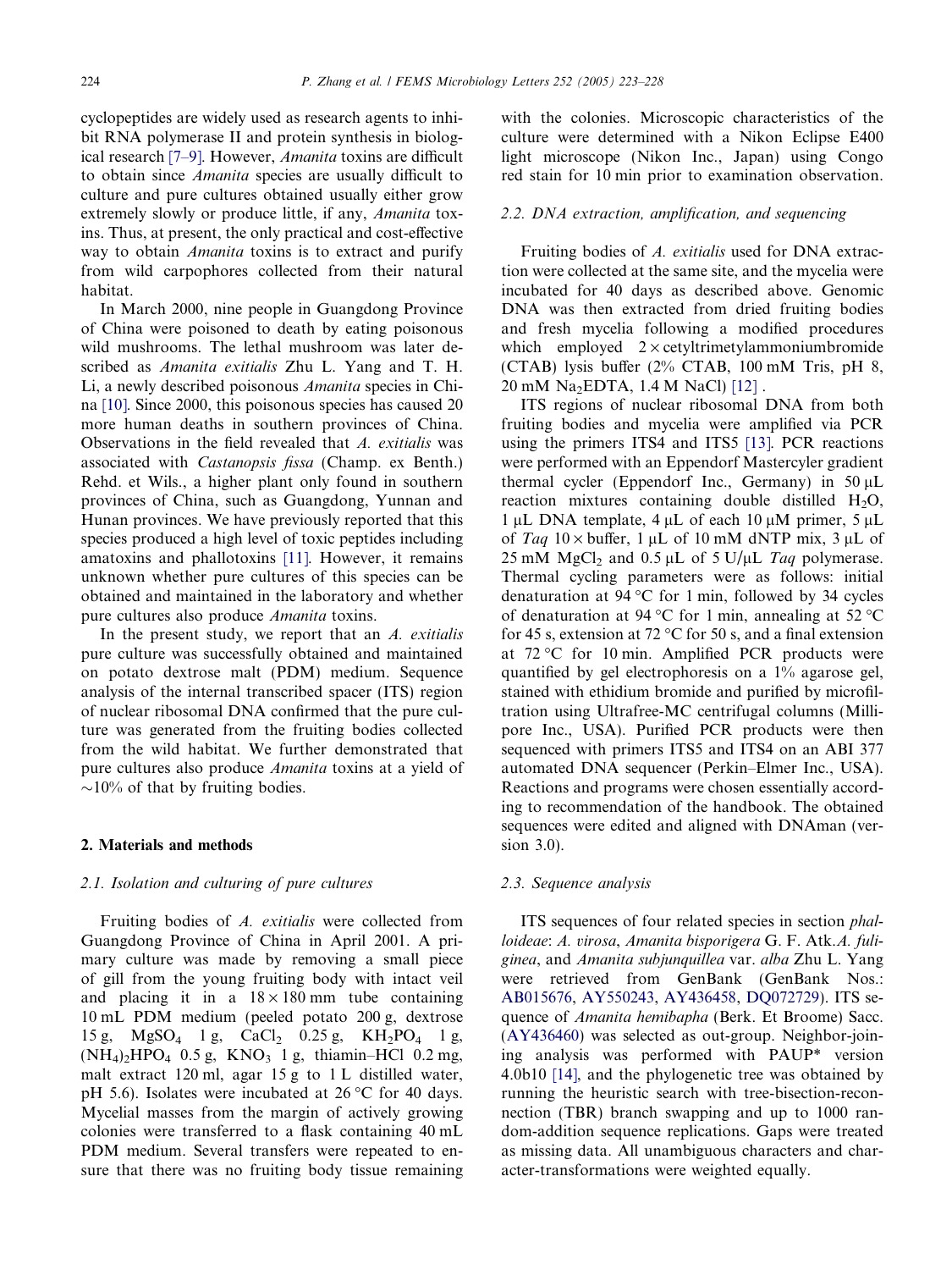cyclopeptides are widely used as research agents to inhibit RNA polymerase II and protein synthesis in biological research [7–9]. However, *Amanita* toxins are difficult to obtain since *Amanita* species are usually difficult to culture and pure cultures obtained usually either grow extremely slowly or produce little, if any, *Amanita* toxins. Thus, at present, the only practical and cost-effective way to obtain *Amanita* toxins is to extract and purify from wild carpophores collected from their natural habitat.

In March 2000, nine people in Guangdong Province of China were poisoned to death by eating poisonous wild mushrooms. The lethal mushroom was later described as *Amanita exitialis* Zhu L. Yang and T. H. Li, a newly described poisonous *Amanita* species in China [10]. Since 2000, this poisonous species has caused 20 more human deaths in southern provinces of China. Observations in the field revealed that *A. exitialis* was associated with *Castanopsis fissa* (Champ. ex Benth.) Rehd. et Wils., a higher plant only found in southern provinces of China, such as Guangdong, Yunnan and Hunan provinces. We have previously reported that this species produced a high level of toxic peptides including amatoxins and phallotoxins [11]. However, it remains unknown whether pure cultures of this species can be obtained and maintained in the laboratory and whether pure cultures also produce *Amanita* toxins.

In the present study, we report that an *A. exitialis* pure culture was successfully obtained and maintained on potato dextrose malt (PDM) medium. Sequence analysis of the internal transcribed spacer (ITS) region of nuclear ribosomal DNA confirmed that the pure culture was generated from the fruiting bodies collected from the wild habitat. We further demonstrated that pure cultures also produce *Amanita* toxins at a yield of ~10% of that by fruiting bodies.

## 2. Materials and methods

### 2.1. Isolation and culturing of pure cultures

Fruiting bodies of *A. exitialis* were collected from Guangdong Province of China in April 2001. A primary culture was made by removing a small piece of gill from the young fruiting body with intact veil and placing it in a $18 \times 180$ mm tube containing 10 mL PDM medium (peeled potato 200 g, dextrose 15 g, $MgSO_4$ 1 g, $CaCl_2$ 0.25 g, $KH_2PO_4$ 1 g, $(NH_4)_2HPO_4$ 0.5 g, $KNO_3$ 1 g, thiamin–HCl 0.2 mg, malt extract 120 ml, agar 15 g to 1 L distilled water, pH 5.6). Isolates were incubated at 26 °C for 40 days. Mycelial masses from the margin of actively growing colonies were transferred to a flask containing 40 mL PDM medium. Several transfers were repeated to ensure that there was no fruiting body tissue remaining with the colonies. Microscopic characteristics of the culture were determined with a Nikon Eclipse E400 light microscope (Nikon Inc., Japan) using Congo red stain for 10 min prior to examination observation.

### 2.2. DNA extraction, amplification, and sequencing

Fruiting bodies of *A. exitialis* used for DNA extraction were collected at the same site, and the mycelia were incubated for 40 days as described above. Genomic DNA was then extracted from dried fruiting bodies and fresh mycelia following a modified procedures which employed $2 \times$ cetyltrimetylammoniumbromide (CTAB) lysis buffer (2% CTAB, 100 mM Tris, pH 8, 20 mM $Na_2EDTA$, 1.4 M NaCl) [12] .

ITS regions of nuclear ribosomal DNA from both fruiting bodies and mycelia were amplified via PCR using the primers ITS4 and ITS5 [13]. PCR reactions were performed with an Eppendorf Mastercyler gradient thermal cycler (Eppendorf Inc., Germany) in 50 μL reaction mixtures containing double distilled $H_2O$, 1 μL DNA template, 4 μL of each 10 μM primer, 5 μL of *Taq* $10 \times$ buffer, 1 μL of 10 mM dNTP mix, 3 μL of 25 mM $MgCl_2$ and 0.5 μL of 5 U/μL *Taq* polymerase. Thermal cycling parameters were as follows: initial denaturation at 94 °C for 1 min, followed by 34 cycles of denaturation at 94 °C for 1 min, annealing at 52 °C for 45 s, extension at 72 °C for 50 s, and a final extension at 72 °C for 10 min. Amplified PCR products were quantified by gel electrophoresis on a 1% agarose gel, stained with ethidium bromide and purified by microfiltration using Ultrafree-MC centrifugal columns (Millipore Inc., USA). Purified PCR products were then sequenced with primers ITS5 and ITS4 on an ABI 377 automated DNA sequencer (Perkin–Elmer Inc., USA). Reactions and programs were chosen essentially according to recommendation of the handbook. The obtained sequences were edited and aligned with DNAman (version 3.0).

### 2.3. Sequence analysis

ITS sequences of four related species in section *phalloideae*: *A. virosa*, *Amanita bisporigera* G. F. Atk.*A. fuliginea*, and *Amanita subjunquillea* var. *alba* Zhu L. Yang were retrieved from GenBank (GenBank Nos.: AB015676, AY550243, AY436458, DQ072729). ITS sequence of *Amanita hemibapha* (Berk. Et Broome) Sacc. (AY436460) was selected as out-group. Neighbor-joining analysis was performed with PAUP* version 4.0b10 [14], and the phylogenetic tree was obtained by running the heuristic search with tree-bisection-reconnection (TBR) branch swapping and up to 1000 random-addition sequence replications. Gaps were treated as missing data. All unambiguous characters and character-transformations were weighted equally.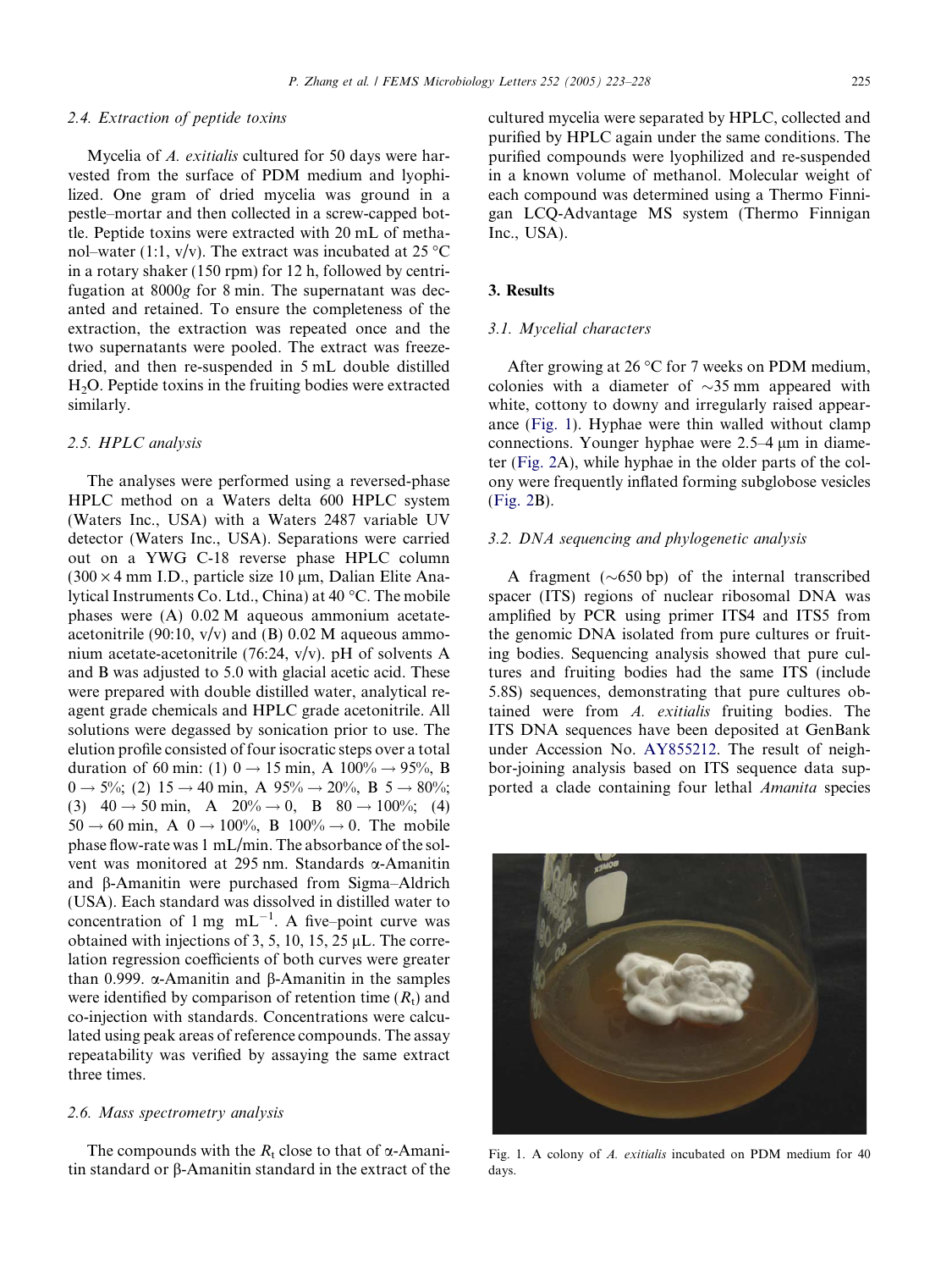### 2.4. Extraction of peptide toxins

Mycelia of *A. exitialis* cultured for 50 days were harvested from the surface of PDM medium and lyophilized. One gram of dried mycelia was ground in a pestle–mortar and then collected in a screw-capped bottle. Peptide toxins were extracted with 20 mL of methanol–water (1:1, v/v). The extract was incubated at 25 °C in a rotary shaker (150 rpm) for 12 h, followed by centrifugation at 8000*g* for 8 min. The supernatant was decanted and retained. To ensure the completeness of the extraction, the extraction was repeated once and the two supernatants were pooled. The extract was freeze-dried, and then re-suspended in 5 mL double distilled $H_2O$. Peptide toxins in the fruiting bodies were extracted similarly.

### 2.5. HPLC analysis

The analyses were performed using a reversed-phase HPLC method on a Waters delta 600 HPLC system (Waters Inc., USA) with a Waters 2487 variable UV detector (Waters Inc., USA). Separations were carried out on a YWG C-18 reverse phase HPLC column (300 × 4 mm I.D., particle size 10 μm, Dalian Elite Analytical Instruments Co. Ltd., China) at 40 °C. The mobile phases were (A) 0.02 M aqueous ammonium acetate-acetonitrile (90:10, v/v) and (B) 0.02 M aqueous ammonium acetate-acetonitrile (76:24, v/v). pH of solvents A and B was adjusted to 5.0 with glacial acetic acid. These were prepared with double distilled water, analytical reagent grade chemicals and HPLC grade acetonitrile. All solutions were degassed by sonication prior to use. The elution profile consisted of four isocratic steps over a total duration of 60 min: (1) 0 → 15 min, A 100% → 95%, B 0 → 5%; (2) 15 → 40 min, A 95% → 20%, B 5 → 80%; (3) 40 → 50 min, A 20% → 0, B 80 → 100%; (4) 50 → 60 min, A 0 → 100%, B 100% → 0. The mobile phase flow-rate was 1 mL/min. The absorbance of the solvent was monitored at 295 nm. Standards α-Amanitin and β-Amanitin were purchased from Sigma–Aldrich (USA). Each standard was dissolved in distilled water to concentration of 1 mg $mL^{-1}$. A five–point curve was obtained with injections of 3, 5, 10, 15, 25 μL. The correlation regression coefficients of both curves were greater than 0.999. α-Amanitin and β-Amanitin in the samples were identified by comparison of retention time ($R_t$) and co-injection with standards. Concentrations were calculated using peak areas of reference compounds. The assay repeatability was verified by assaying the same extract three times.

### 2.6. Mass spectrometry analysis

The compounds with the $R_t$ close to that of α-Amanitin standard or β-Amanitin standard in the extract of the cultured mycelia were separated by HPLC, collected and purified by HPLC again under the same conditions. The purified compounds were lyophilized and re-suspended in a known volume of methanol. Molecular weight of each compound was determined using a Thermo Finnigan LCQ-Advantage MS system (Thermo Finnigan Inc., USA).

## 3. Results

### 3.1. Mycelial characters

After growing at 26 °C for 7 weeks on PDM medium, colonies with a diameter of ~35 mm appeared with white, cottony to downy and irregularly raised appearance (Fig. 1). Hyphae were thin walled without clamp connections. Younger hyphae were 2.5–4 μm in diameter (Fig. 2A), while hyphae in the older parts of the colony were frequently inflated forming subglobose vesicles (Fig. 2B).

### 3.2. DNA sequencing and phylogenetic analysis

A fragment (~650 bp) of the internal transcribed spacer (ITS) regions of nuclear ribosomal DNA was amplified by PCR using primer ITS4 and ITS5 from the genomic DNA isolated from pure cultures or fruiting bodies. Sequencing analysis showed that pure cultures and fruiting bodies had the same ITS (include 5.8S) sequences, demonstrating that pure cultures obtained were from *A. exitialis* fruiting bodies. The ITS DNA sequences have been deposited at GenBank under Accession No. AY855212. The result of neighbor-joining analysis based on ITS sequence data supported a clade containing four lethal *Amanita* species

Fig. 1. A colony of *A. exitialis* incubated on PDM medium for 40 days.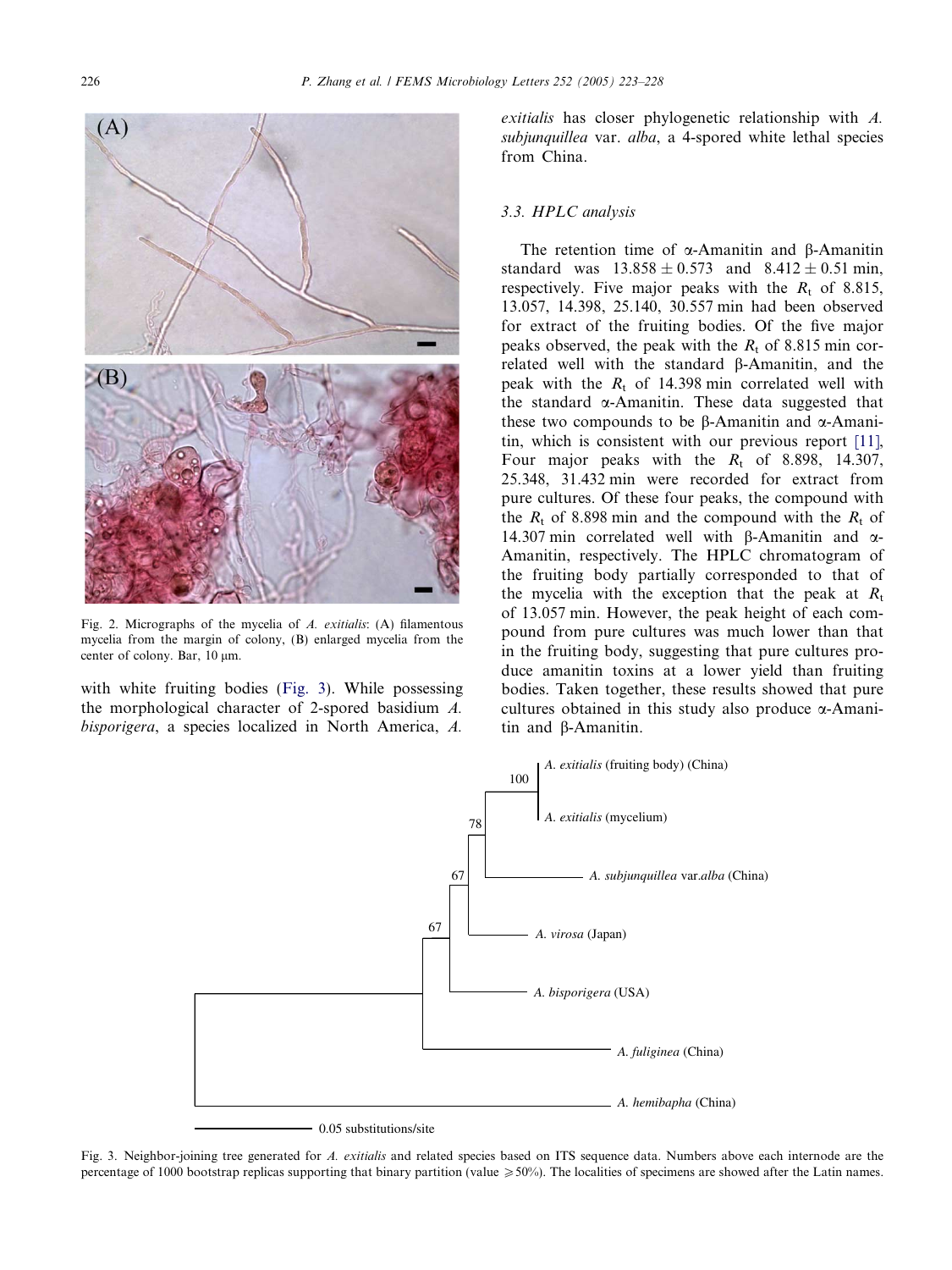(A)

(B)

Fig. 2. Micrographs of the mycelia of *A. exitialis*: (A) filamentous mycelia from the margin of colony, (B) enlarged mycelia from the center of colony. Bar, 10 μm.

with white fruiting bodies (Fig. 3). While possessing the morphological character of 2-spored basidium *A. bisporigera*, a species localized in North America, *A. exitialis* has closer phylogenetic relationship with *A. subjunquillea* var. *alba*, a 4-spored white lethal species from China.

### 3.3. HPLC analysis

The retention time of α-Amanitin and β-Amanitin standard was $13.858 \pm 0.573$ and $8.412 \pm 0.51$ min, respectively. Five major peaks with the $R_t$ of 8.815, 13.057, 14.398, 25.140, 30.557 min had been observed for extract of the fruiting bodies. Of the five major peaks observed, the peak with the $R_t$ of 8.815 min correlated well with the standard β-Amanitin, and the peak with the $R_t$ of 14.398 min correlated well with the standard α-Amanitin. These data suggested that these two compounds to be β-Amanitin and α-Amanitin, which is consistent with our previous report [11], Four major peaks with the $R_t$ of 8.898, 14.307, 25.348, 31.432 min were recorded for extract from pure cultures. Of these four peaks, the compound with the $R_t$ of 8.898 min and the compound with the $R_t$ of 14.307 min correlated well with β-Amanitin and α-Amanitin, respectively. The HPLC chromatogram of the fruiting body partially corresponded to that of the mycelia with the exception that the peak at $R_t$ of 13.057 min. However, the peak height of each compound from pure cultures was much lower than that in the fruiting body, suggesting that pure cultures produce amanitin toxins at a lower yield than fruiting bodies. Taken together, these results showed that pure cultures obtained in this study also produce α-Amanitin and β-Amanitin.

100
*A. exitialis* (fruiting body) (China)
78
*A. exitialis* (mycelium)
67
*A. subjunquillea* var.*alba* (China)
67
*A. virosa* (Japan)
*A. bisporigera* (USA)
*A. fuliginea* (China)
*A. hemibapha* (China)
0.05 substitutions/site

Fig. 3. Neighbor-joining tree generated for *A. exitialis* and related species based on ITS sequence data. Numbers above each internode are the percentage of 1000 bootstrap replicas supporting that binary partition (value ⩾50%). The localities of specimens are showed after the Latin names.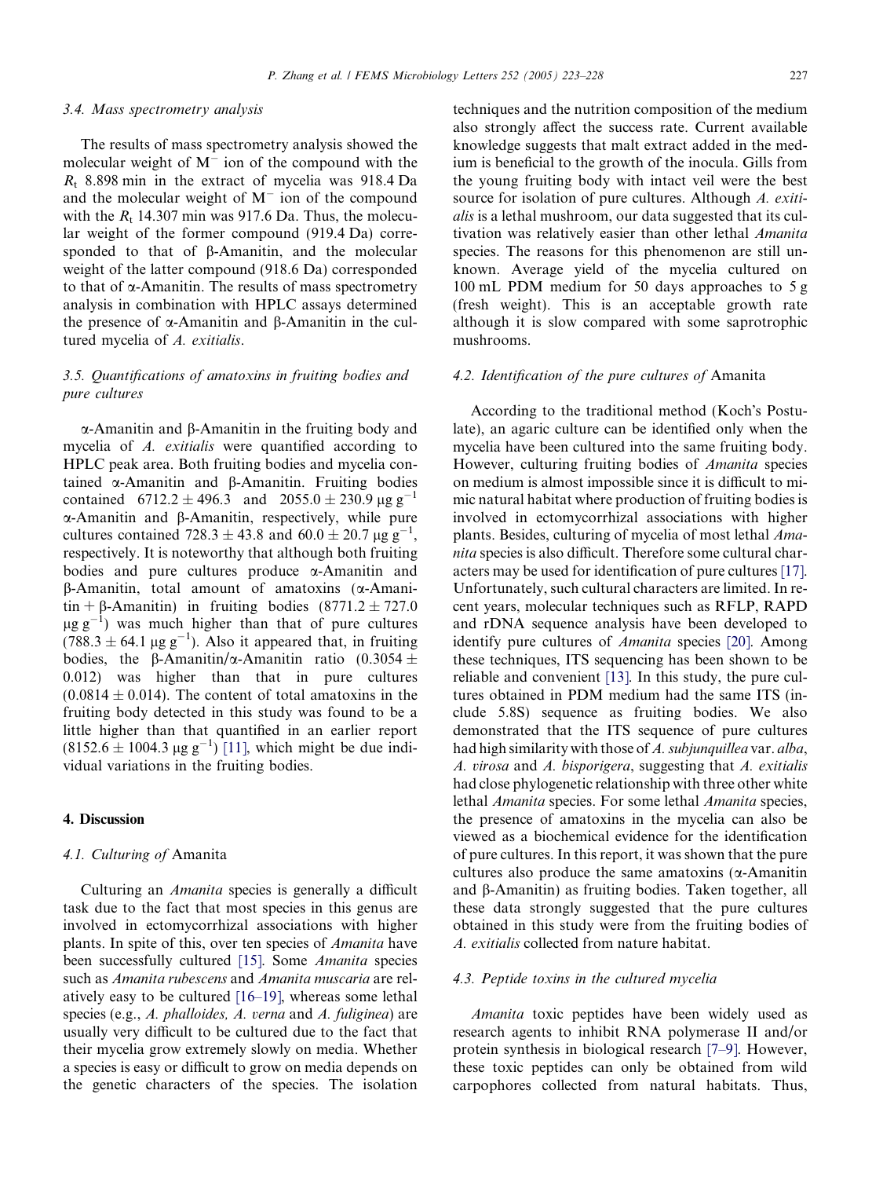### 3.4. Mass spectrometry analysis

The results of mass spectrometry analysis showed the molecular weight of $M^-$ ion of the compound with the $R_t$ 8.898 min in the extract of mycelia was 918.4 Da and the molecular weight of $M^-$ ion of the compound with the $R_t$ 14.307 min was 917.6 Da. Thus, the molecular weight of the former compound (919.4 Da) corresponded to that of β-Amanitin, and the molecular weight of the latter compound (918.6 Da) corresponded to that of α-Amanitin. The results of mass spectrometry analysis in combination with HPLC assays determined the presence of α-Amanitin and β-Amanitin in the cultured mycelia of *A. exitialis*.

### 3.5. Quantifications of amatoxins in fruiting bodies and pure cultures

α-Amanitin and β-Amanitin in the fruiting body and mycelia of *A. exitialis* were quantified according to HPLC peak area. Both fruiting bodies and mycelia contained α-Amanitin and β-Amanitin. Fruiting bodies contained $6712.2 \pm 496.3$ and $2055.0 \pm 230.9$ μg $g^{-1}$ α-Amanitin and β-Amanitin, respectively, while pure cultures contained $728.3 \pm 43.8$ and $60.0 \pm 20.7$ μg $g^{-1}$, respectively. It is noteworthy that although both fruiting bodies and pure cultures produce α-Amanitin and β-Amanitin, total amount of amatoxins (α-Amanitin + β-Amanitin) in fruiting bodies ($8771.2 \pm 727.0$ μg $g^{-1}$) was much higher than that of pure cultures ($788.3 \pm 64.1$ μg $g^{-1}$). Also it appeared that, in fruiting bodies, the β-Amanitin/α-Amanitin ratio ($0.3054 \pm 0.012$) was higher than that in pure cultures ($0.0814 \pm 0.014$). The content of total amatoxins in the fruiting body detected in this study was found to be a little higher than that quantified in an earlier report ($8152.6 \pm 1004.3$ μg $g^{-1}$) [11], which might be due individual variations in the fruiting bodies.

## 4. Discussion

### 4.1. Culturing of Amanita

Culturing an *Amanita* species is generally a difficult task due to the fact that most species in this genus are involved in ectomycorrhizal associations with higher plants. In spite of this, over ten species of *Amanita* have been successfully cultured [15]. Some *Amanita* species such as *Amanita rubescens* and *Amanita muscaria* are relatively easy to be cultured [16–19], whereas some lethal species (e.g., *A. phalloides, A. verna* and *A. fuliginea*) are usually very difficult to be cultured due to the fact that their mycelia grow extremely slowly on media. Whether a species is easy or difficult to grow on media depends on the genetic characters of the species. The isolation techniques and the nutrition composition of the medium also strongly affect the success rate. Current available knowledge suggests that malt extract added in the medium is beneficial to the growth of the inocula. Gills from the young fruiting body with intact veil were the best source for isolation of pure cultures. Although *A. exitialis* is a lethal mushroom, our data suggested that its cultivation was relatively easier than other lethal *Amanita* species. The reasons for this phenomenon are still unknown. Average yield of the mycelia cultured on 100 mL PDM medium for 50 days approaches to 5 g (fresh weight). This is an acceptable growth rate although it is slow compared with some saprotrophic mushrooms.

### 4.2. Identification of the pure cultures of Amanita

According to the traditional method (Koch's Postulate), an agaric culture can be identified only when the mycelia have been cultured into the same fruiting body. However, culturing fruiting bodies of *Amanita* species on medium is almost impossible since it is difficult to mimic natural habitat where production of fruiting bodies is involved in ectomycorrhizal associations with higher plants. Besides, culturing of mycelia of most lethal *Amanita* species is also difficult. Therefore some cultural characters may be used for identification of pure cultures [17]. Unfortunately, such cultural characters are limited. In recent years, molecular techniques such as RFLP, RAPD and rDNA sequence analysis have been developed to identify pure cultures of *Amanita* species [20]. Among these techniques, ITS sequencing has been shown to be reliable and convenient [13]. In this study, the pure cultures obtained in PDM medium had the same ITS (include 5.8S) sequence as fruiting bodies. We also demonstrated that the ITS sequence of pure cultures had high similarity with those of *A. subjunquillea* var. *alba*, *A. virosa* and *A. bisporigera*, suggesting that *A. exitialis* had close phylogenetic relationship with three other white lethal *Amanita* species. For some lethal *Amanita* species, the presence of amatoxins in the mycelia can also be viewed as a biochemical evidence for the identification of pure cultures. In this report, it was shown that the pure cultures also produce the same amatoxins (α-Amanitin and β-Amanitin) as fruiting bodies. Taken together, all these data strongly suggested that the pure cultures obtained in this study were from the fruiting bodies of *A. exitialis* collected from nature habitat.

### 4.3. Peptide toxins in the cultured mycelia

*Amanita* toxic peptides have been widely used as research agents to inhibit RNA polymerase II and/or protein synthesis in biological research [7–9]. However, these toxic peptides can only be obtained from wild carpophores collected from natural habitats. Thus,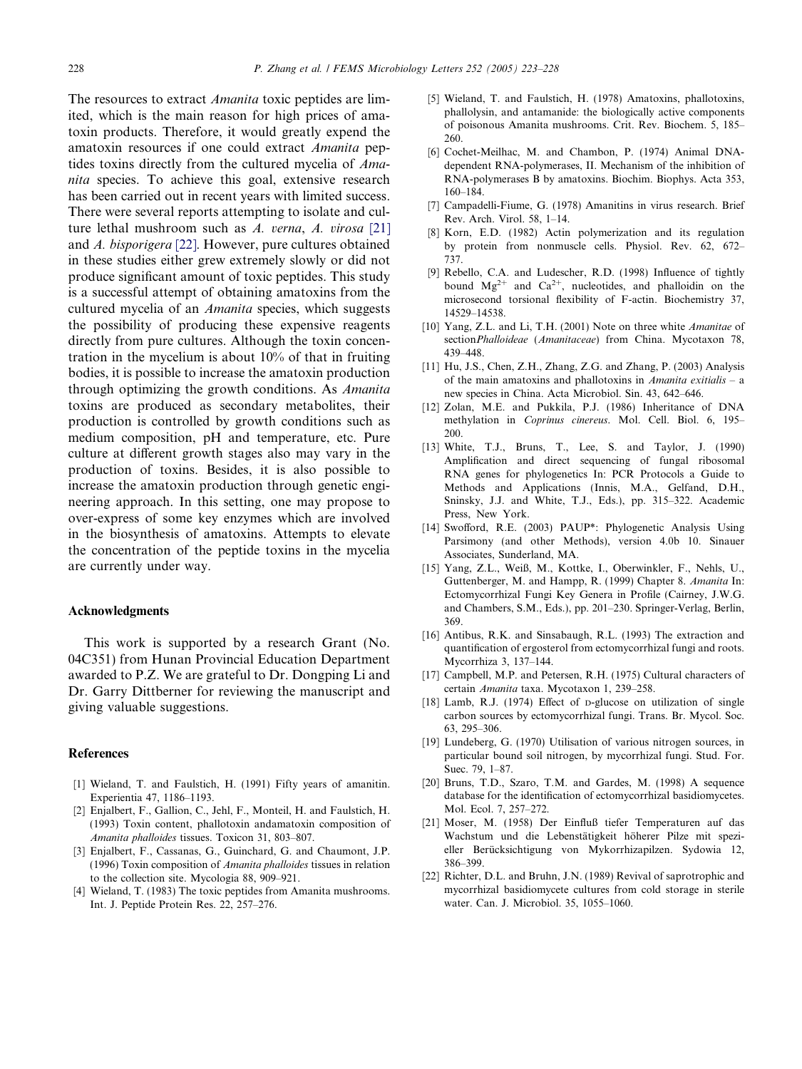The resources to extract *Amanita* toxic peptides are limited, which is the main reason for high prices of amatoxin products. Therefore, it would greatly expend the amatoxin resources if one could extract *Amanita* peptides toxins directly from the cultured mycelia of *Amanita* species. To achieve this goal, extensive research has been carried out in recent years with limited success. There were several reports attempting to isolate and culture lethal mushroom such as *A. verna*, *A. virosa* [21] and *A. bisporigera* [22]. However, pure cultures obtained in these studies either grew extremely slowly or did not produce significant amount of toxic peptides. This study is a successful attempt of obtaining amatoxins from the cultured mycelia of an *Amanita* species, which suggests the possibility of producing these expensive reagents directly from pure cultures. Although the toxin concentration in the mycelium is about 10% of that in fruiting bodies, it is possible to increase the amatoxin production through optimizing the growth conditions. As *Amanita* toxins are produced as secondary metabolites, their production is controlled by growth conditions such as medium composition, pH and temperature, etc. Pure culture at different growth stages also may vary in the production of toxins. Besides, it is also possible to increase the amatoxin production through genetic engineering approach. In this setting, one may propose to over-express of some key enzymes which are involved in the biosynthesis of amatoxins. Attempts to elevate the concentration of the peptide toxins in the mycelia are currently under way.

## Acknowledgments

This work is supported by a research Grant (No. 04C351) from Hunan Provincial Education Department awarded to P.Z. We are grateful to Dr. Dongping Li and Dr. Garry Dittberner for reviewing the manuscript and giving valuable suggestions.

## References

[1] Wieland, T. and Faulstich, H. (1991) Fifty years of amanitin. Experientia 47, 1186–1193.

[2] Enjalbert, F., Gallion, C., Jehl, F., Monteil, H. and Faulstich, H. (1993) Toxin content, phallotoxin andamatoxin composition of *Amanita phalloides* tissues. Toxicon 31, 803–807.

[3] Enjalbert, F., Cassanas, G., Guinchard, G. and Chaumont, J.P. (1996) Toxin composition of *Amanita phalloides* tissues in relation to the collection site. Mycologia 88, 909–921.

[4] Wieland, T. (1983) The toxic peptides from Amanita mushrooms. Int. J. Peptide Protein Res. 22, 257–276.

[5] Wieland, T. and Faulstich, H. (1978) Amatoxins, phallotoxins, phallolysin, and antamanide: the biologically active components of poisonous Amanita mushrooms. Crit. Rev. Biochem. 5, 185–260.

[6] Cochet-Meilhac, M. and Chambon, P. (1974) Animal DNA-dependent RNA-polymerases, II. Mechanism of the inhibition of RNA-polymerases B by amatoxins. Biochim. Biophys. Acta 353, 160–184.

[7] Campadelli-Fiume, G. (1978) Amanitins in virus research. Brief Rev. Arch. Virol. 58, 1–14.

[8] Korn, E.D. (1982) Actin polymerization and its regulation by protein from nonmuscle cells. Physiol. Rev. 62, 672–737.

[9] Rebello, C.A. and Ludescher, R.D. (1998) Influence of tightly bound $Mg^{2+}$ and $Ca^{2+}$, nucleotides, and phalloidin on the microsecond torsional flexibility of F-actin. Biochemistry 37, 14529–14538.

[10] Yang, Z.L. and Li, T.H. (2001) Note on three white *Amanitae* of section*Phalloideae* (*Amanitaceae*) from China. Mycotaxon 78, 439–448.

[11] Hu, J.S., Chen, Z.H., Zhang, Z.G. and Zhang, P. (2003) Analysis of the main amatoxins and phallotoxins in *Amanita exitialis* – a new species in China. Acta Microbiol. Sin. 43, 642–646.

[12] Zolan, M.E. and Pukkila, P.J. (1986) Inheritance of DNA methylation in *Coprinus cinereus*. Mol. Cell. Biol. 6, 195–200.

[13] White, T.J., Bruns, T., Lee, S. and Taylor, J. (1990) Amplification and direct sequencing of fungal ribosomal RNA genes for phylogenetics In: PCR Protocols a Guide to Methods and Applications (Innis, M.A., Gelfand, D.H., Sninsky, J.J. and White, T.J., Eds.), pp. 315–322. Academic Press, New York.

[14] Swofford, R.E. (2003) PAUP*: Phylogenetic Analysis Using Parsimony (and other Methods), version 4.0b 10. Sinauer Associates, Sunderland, MA.

[15] Yang, Z.L., Weiß, M., Kottke, I., Oberwinkler, F., Nehls, U., Guttenberger, M. and Hampp, R. (1999) Chapter 8. *Amanita* In: Ectomycorrhizal Fungi Key Genera in Profile (Cairney, J.W.G. and Chambers, S.M., Eds.), pp. 201–230. Springer-Verlag, Berlin, 369.

[16] Antibus, R.K. and Sinsabaugh, R.L. (1993) The extraction and quantification of ergosterol from ectomycorrhizal fungi and roots. Mycorrhiza 3, 137–144.

[17] Campbell, M.P. and Petersen, R.H. (1975) Cultural characters of certain *Amanita* taxa. Mycotaxon 1, 239–258.

[18] Lamb, R.J. (1974) Effect of D-glucose on utilization of single carbon sources by ectomycorrhizal fungi. Trans. Br. Mycol. Soc. 63, 295–306.

[19] Lundeberg, G. (1970) Utilisation of various nitrogen sources, in particular bound soil nitrogen, by mycorrhizal fungi. Stud. For. Suec. 79, 1–87.

[20] Bruns, T.D., Szaro, T.M. and Gardes, M. (1998) A sequence database for the identification of ectomycorrhizal basidiomycetes. Mol. Ecol. 7, 257–272.

[21] Moser, M. (1958) Der Einfluß tiefer Temperaturen auf das Wachstum und die Lebenstätigkeit höherer Pilze mit spezieller Berücksichtigung von Mykorrhizapilzen. Sydowia 12, 386–399.

[22] Richter, D.L. and Bruhn, J.N. (1989) Revival of saprotrophic and mycorrhizal basidiomycete cultures from cold storage in sterile water. Can. J. Microbiol. 35, 1055–1060.